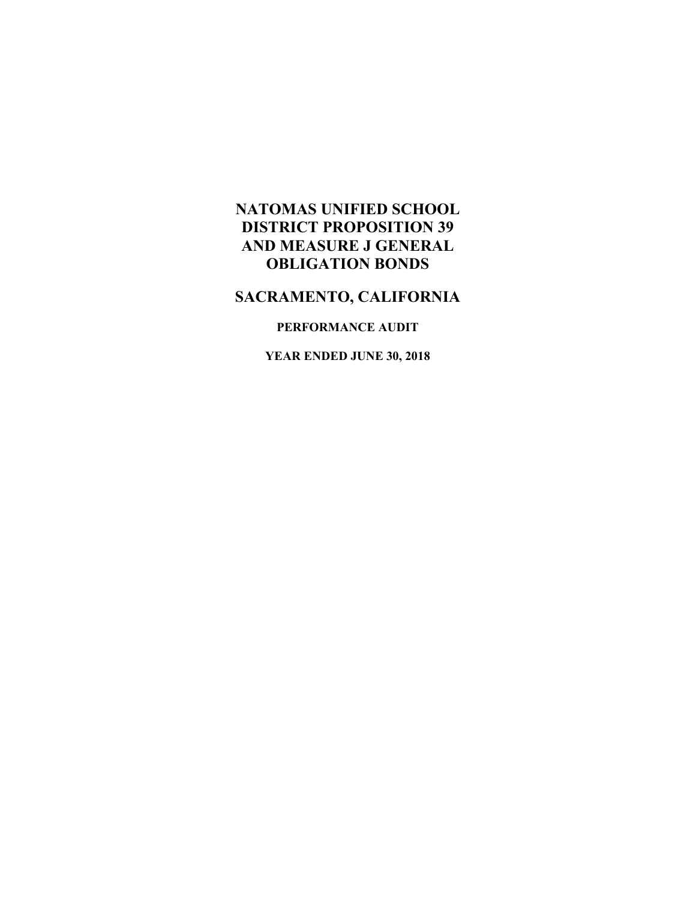# NATOMAS UNIFIED SCHOOL DISTRICT PROPOSITION 39 AND MEASURE J GENERAL OBLIGATION BONDS

## SACRAMENTO, CALIFORNIA

### PERFORMANCE AUDIT

### YEAR ENDED JUNE 30, 2018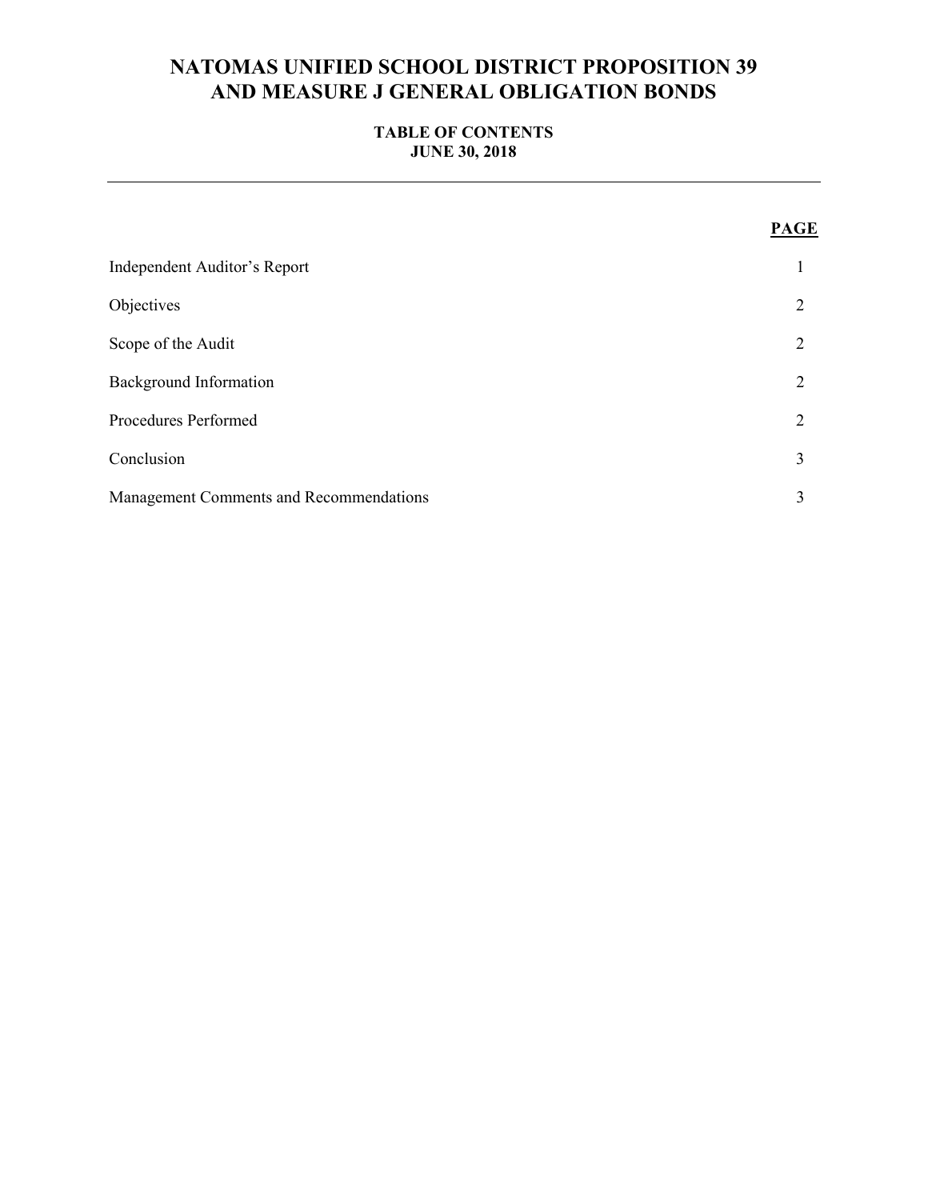# NATOMAS UNIFIED SCHOOL DISTRICT PROPOSITION 39 AND MEASURE J GENERAL OBLIGATION BONDS

**TABLE OF CONTENTS**
**JUNE 30, 2018**

| | PAGE |
|---|---|
| Independent Auditor's Report | 1 |
| Objectives | 2 |
| Scope of the Audit | 2 |
| Background Information | 2 |
| Procedures Performed | 2 |
| Conclusion | 3 |
| Management Comments and Recommendations | 3 |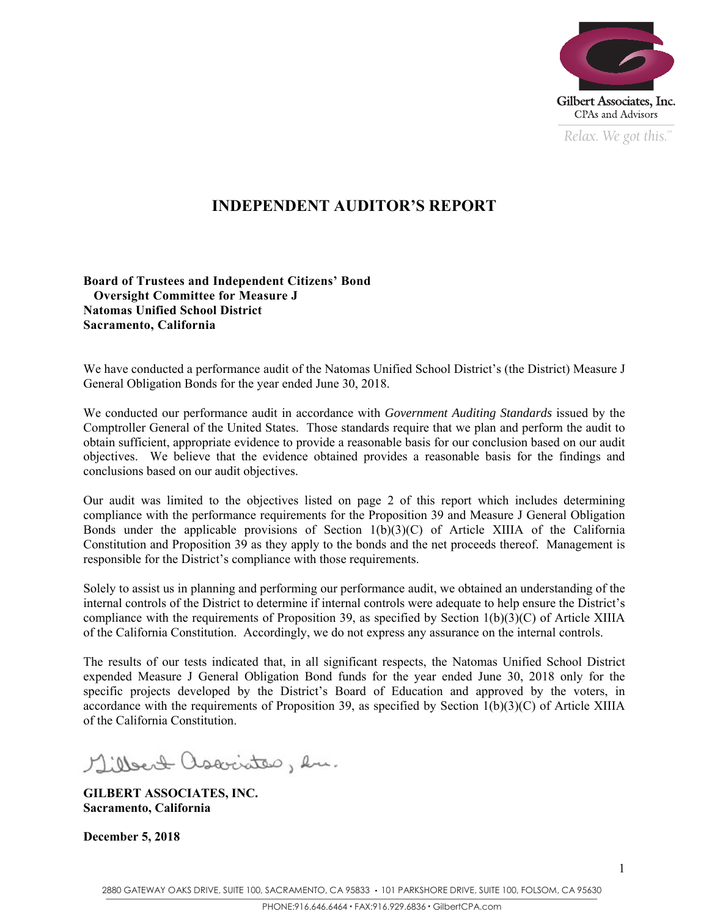Gilbert Associates, Inc.
CPAs and Advisors
*Relax. We got this.*℠

# INDEPENDENT AUDITOR'S REPORT

**Board of Trustees and Independent Citizens' Bond**
**Oversight Committee for Measure J**
**Natomas Unified School District**
**Sacramento, California**

We have conducted a performance audit of the Natomas Unified School District's (the District) Measure J General Obligation Bonds for the year ended June 30, 2018.

We conducted our performance audit in accordance with *Government Auditing Standards* issued by the Comptroller General of the United States. Those standards require that we plan and perform the audit to obtain sufficient, appropriate evidence to provide a reasonable basis for our conclusion based on our audit objectives. We believe that the evidence obtained provides a reasonable basis for the findings and conclusions based on our audit objectives.

Our audit was limited to the objectives listed on page 2 of this report which includes determining compliance with the performance requirements for the Proposition 39 and Measure J General Obligation Bonds under the applicable provisions of Section 1(b)(3)(C) of Article XIIIA of the California Constitution and Proposition 39 as they apply to the bonds and the net proceeds thereof. Management is responsible for the District's compliance with those requirements.

Solely to assist us in planning and performing our performance audit, we obtained an understanding of the internal controls of the District to determine if internal controls were adequate to help ensure the District's compliance with the requirements of Proposition 39, as specified by Section 1(b)(3)(C) of Article XIIIA of the California Constitution. Accordingly, we do not express any assurance on the internal controls.

The results of our tests indicated that, in all significant respects, the Natomas Unified School District expended Measure J General Obligation Bond funds for the year ended June 30, 2018 only for the specific projects developed by the District's Board of Education and approved by the voters, in accordance with the requirements of Proposition 39, as specified by Section 1(b)(3)(C) of Article XIIIA of the California Constitution.

*Gilbert Associates, Inc.*

**GILBERT ASSOCIATES, INC.**
**Sacramento, California**

**December 5, 2018**

2880 GATEWAY OAKS DRIVE, SUITE 100, SACRAMENTO, CA 95833 • 101 PARKSHORE DRIVE, SUITE 100, FOLSOM, CA 95630
PHONE:916.646.6464 • FAX:916.929.6836 • GilbertCPA.com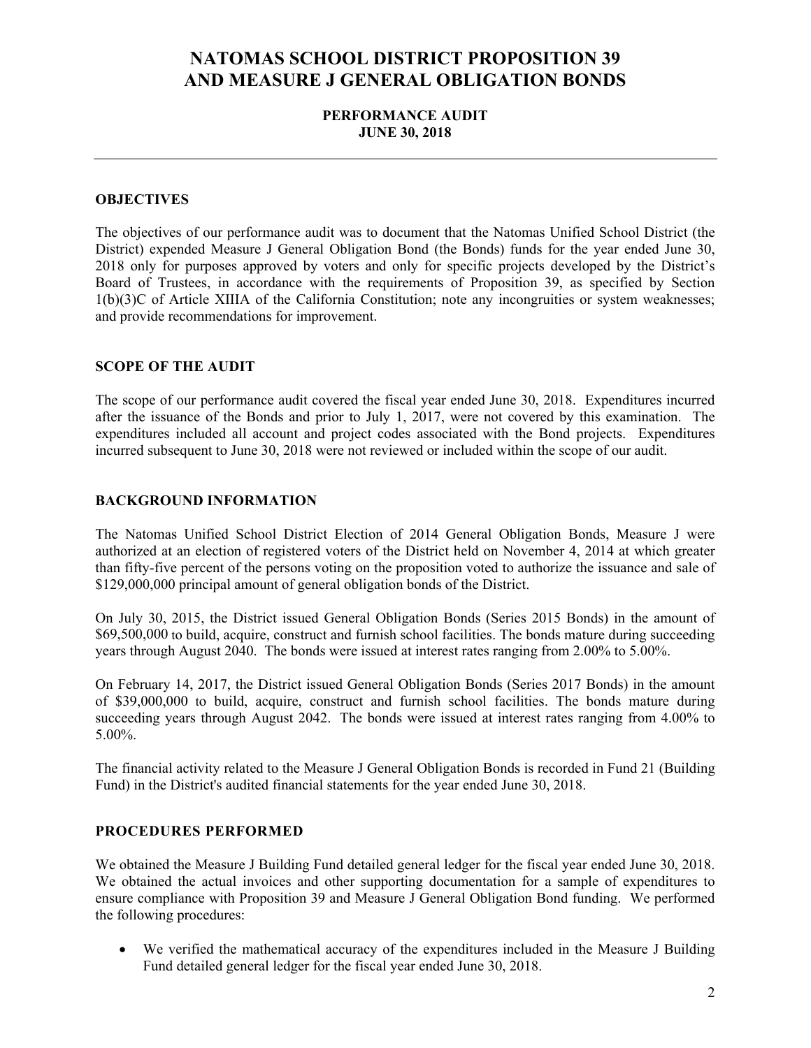# NATOMAS SCHOOL DISTRICT PROPOSITION 39 AND MEASURE J GENERAL OBLIGATION BONDS

**PERFORMANCE AUDIT**
**JUNE 30, 2018**

---

## OBJECTIVES

The objectives of our performance audit was to document that the Natomas Unified School District (the District) expended Measure J General Obligation Bond (the Bonds) funds for the year ended June 30, 2018 only for purposes approved by voters and only for specific projects developed by the District's Board of Trustees, in accordance with the requirements of Proposition 39, as specified by Section 1(b)(3)C of Article XIIIA of the California Constitution; note any incongruities or system weaknesses; and provide recommendations for improvement.

## SCOPE OF THE AUDIT

The scope of our performance audit covered the fiscal year ended June 30, 2018. Expenditures incurred after the issuance of the Bonds and prior to July 1, 2017, were not covered by this examination. The expenditures included all account and project codes associated with the Bond projects. Expenditures incurred subsequent to June 30, 2018 were not reviewed or included within the scope of our audit.

## BACKGROUND INFORMATION

The Natomas Unified School District Election of 2014 General Obligation Bonds, Measure J were authorized at an election of registered voters of the District held on November 4, 2014 at which greater than fifty-five percent of the persons voting on the proposition voted to authorize the issuance and sale of $129,000,000 principal amount of general obligation bonds of the District.

On July 30, 2015, the District issued General Obligation Bonds (Series 2015 Bonds) in the amount of $69,500,000 to build, acquire, construct and furnish school facilities. The bonds mature during succeeding years through August 2040. The bonds were issued at interest rates ranging from 2.00% to 5.00%.

On February 14, 2017, the District issued General Obligation Bonds (Series 2017 Bonds) in the amount of $39,000,000 to build, acquire, construct and furnish school facilities. The bonds mature during succeeding years through August 2042. The bonds were issued at interest rates ranging from 4.00% to 5.00%.

The financial activity related to the Measure J General Obligation Bonds is recorded in Fund 21 (Building Fund) in the District's audited financial statements for the year ended June 30, 2018.

## PROCEDURES PERFORMED

We obtained the Measure J Building Fund detailed general ledger for the fiscal year ended June 30, 2018. We obtained the actual invoices and other supporting documentation for a sample of expenditures to ensure compliance with Proposition 39 and Measure J General Obligation Bond funding. We performed the following procedures:

- We verified the mathematical accuracy of the expenditures included in the Measure J Building Fund detailed general ledger for the fiscal year ended June 30, 2018.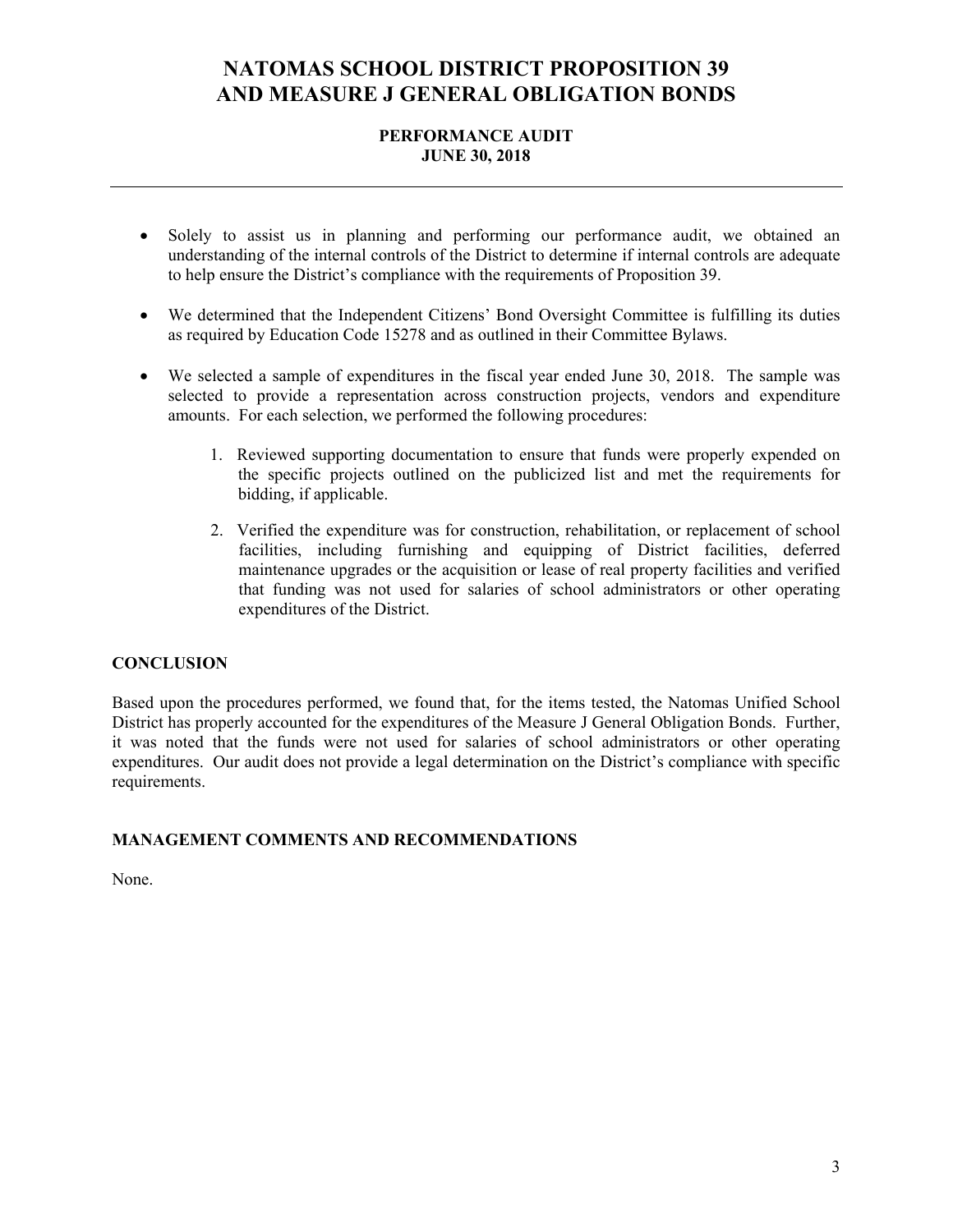- Solely to assist us in planning and performing our performance audit, we obtained an understanding of the internal controls of the District to determine if internal controls are adequate to help ensure the District's compliance with the requirements of Proposition 39.

- We determined that the Independent Citizens' Bond Oversight Committee is fulfilling its duties as required by Education Code 15278 and as outlined in their Committee Bylaws.

- We selected a sample of expenditures in the fiscal year ended June 30, 2018. The sample was selected to provide a representation across construction projects, vendors and expenditure amounts. For each selection, we performed the following procedures:

    1. Reviewed supporting documentation to ensure that funds were properly expended on the specific projects outlined on the publicized list and met the requirements for bidding, if applicable.

    2. Verified the expenditure was for construction, rehabilitation, or replacement of school facilities, including furnishing and equipping of District facilities, deferred maintenance upgrades or the acquisition or lease of real property facilities and verified that funding was not used for salaries of school administrators or other operating expenditures of the District.

## CONCLUSION

Based upon the procedures performed, we found that, for the items tested, the Natomas Unified School District has properly accounted for the expenditures of the Measure J General Obligation Bonds. Further, it was noted that the funds were not used for salaries of school administrators or other operating expenditures. Our audit does not provide a legal determination on the District's compliance with specific requirements.

## MANAGEMENT COMMENTS AND RECOMMENDATIONS

None.